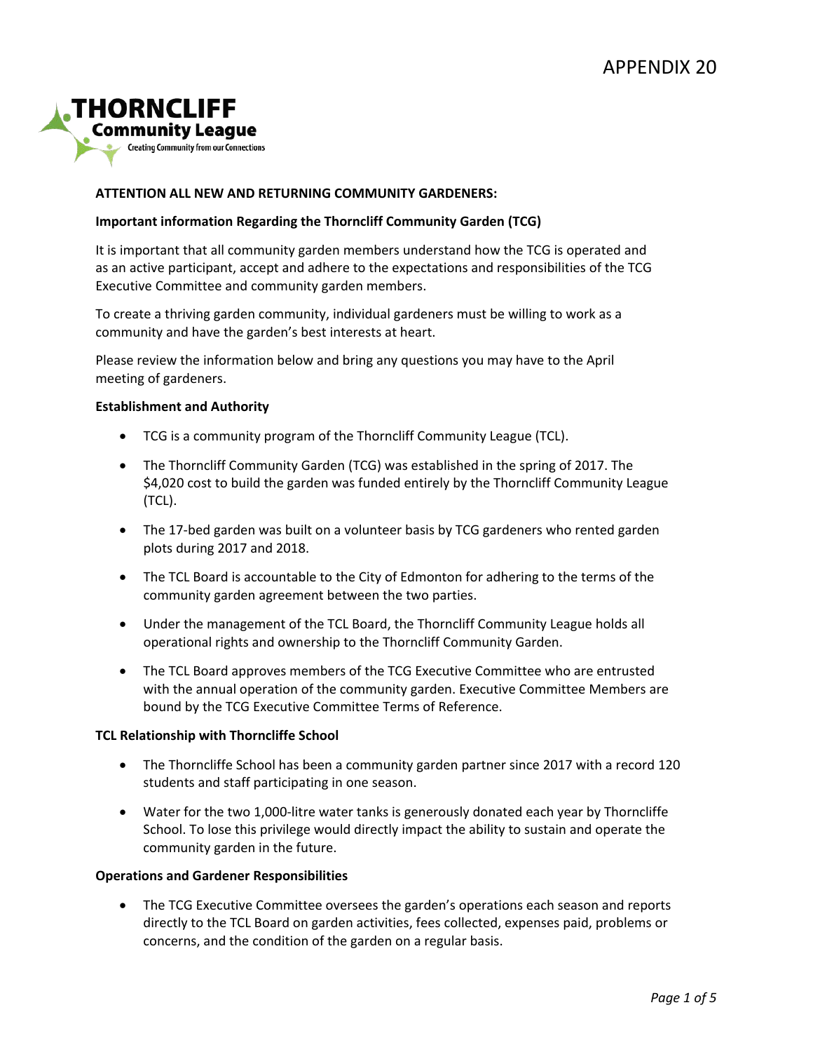APPENDIX 20

**THORNCLIFF**
**Community League**
Creating Community from our Connections

**ATTENTION ALL NEW AND RETURNING COMMUNITY GARDENERS:**

**Important information Regarding the Thorncliff Community Garden (TCG)**

It is important that all community garden members understand how the TCG is operated and as an active participant, accept and adhere to the expectations and responsibilities of the TCG Executive Committee and community garden members.

To create a thriving garden community, individual gardeners must be willing to work as a community and have the garden's best interests at heart.

Please review the information below and bring any questions you may have to the April meeting of gardeners.

**Establishment and Authority**

- TCG is a community program of the Thorncliff Community League (TCL).
- The Thorncliff Community Garden (TCG) was established in the spring of 2017. The $4,020 cost to build the garden was funded entirely by the Thorncliff Community League (TCL).
- The 17-bed garden was built on a volunteer basis by TCG gardeners who rented garden plots during 2017 and 2018.
- The TCL Board is accountable to the City of Edmonton for adhering to the terms of the community garden agreement between the two parties.
- Under the management of the TCL Board, the Thorncliff Community League holds all operational rights and ownership to the Thorncliff Community Garden.
- The TCL Board approves members of the TCG Executive Committee who are entrusted with the annual operation of the community garden. Executive Committee Members are bound by the TCG Executive Committee Terms of Reference.

**TCL Relationship with Thorncliffe School**

- The Thorncliffe School has been a community garden partner since 2017 with a record 120 students and staff participating in one season.
- Water for the two 1,000-litre water tanks is generously donated each year by Thorncliffe School. To lose this privilege would directly impact the ability to sustain and operate the community garden in the future.

**Operations and Gardener Responsibilities**

- The TCG Executive Committee oversees the garden's operations each season and reports directly to the TCL Board on garden activities, fees collected, expenses paid, problems or concerns, and the condition of the garden on a regular basis.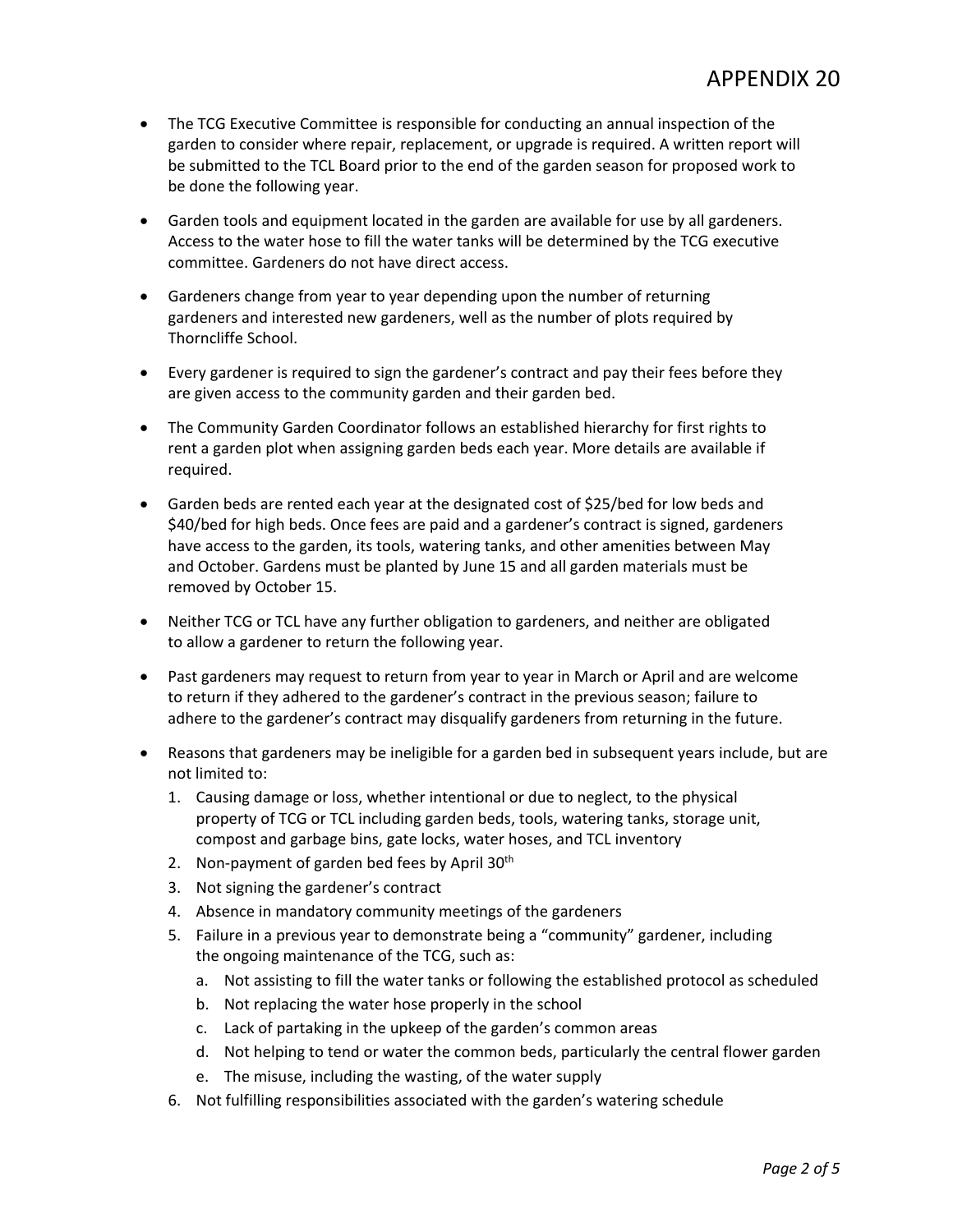- The TCG Executive Committee is responsible for conducting an annual inspection of the garden to consider where repair, replacement, or upgrade is required. A written report will be submitted to the TCL Board prior to the end of the garden season for proposed work to be done the following year.

- Garden tools and equipment located in the garden are available for use by all gardeners. Access to the water hose to fill the water tanks will be determined by the TCG executive committee. Gardeners do not have direct access.

- Gardeners change from year to year depending upon the number of returning gardeners and interested new gardeners, well as the number of plots required by Thorncliffe School.

- Every gardener is required to sign the gardener's contract and pay their fees before they are given access to the community garden and their garden bed.

- The Community Garden Coordinator follows an established hierarchy for first rights to rent a garden plot when assigning garden beds each year. More details are available if required.

- Garden beds are rented each year at the designated cost of $25/bed for low beds and $40/bed for high beds. Once fees are paid and a gardener's contract is signed, gardeners have access to the garden, its tools, watering tanks, and other amenities between May and October. Gardens must be planted by June 15 and all garden materials must be removed by October 15.

- Neither TCG or TCL have any further obligation to gardeners, and neither are obligated to allow a gardener to return the following year.

- Past gardeners may request to return from year to year in March or April and are welcome to return if they adhered to the gardener's contract in the previous season; failure to adhere to the gardener's contract may disqualify gardeners from returning in the future.

- Reasons that gardeners may be ineligible for a garden bed in subsequent years include, but are not limited to:
  1. Causing damage or loss, whether intentional or due to neglect, to the physical property of TCG or TCL including garden beds, tools, watering tanks, storage unit, compost and garbage bins, gate locks, water hoses, and TCL inventory
  2. Non-payment of garden bed fees by April 30th
  3. Not signing the gardener's contract
  4. Absence in mandatory community meetings of the gardeners
  5. Failure in a previous year to demonstrate being a "community" gardener, including the ongoing maintenance of the TCG, such as:
     a. Not assisting to fill the water tanks or following the established protocol as scheduled
     b. Not replacing the water hose properly in the school
     c. Lack of partaking in the upkeep of the garden's common areas
     d. Not helping to tend or water the common beds, particularly the central flower garden
     e. The misuse, including the wasting, of the water supply
  6. Not fulfilling responsibilities associated with the garden's watering schedule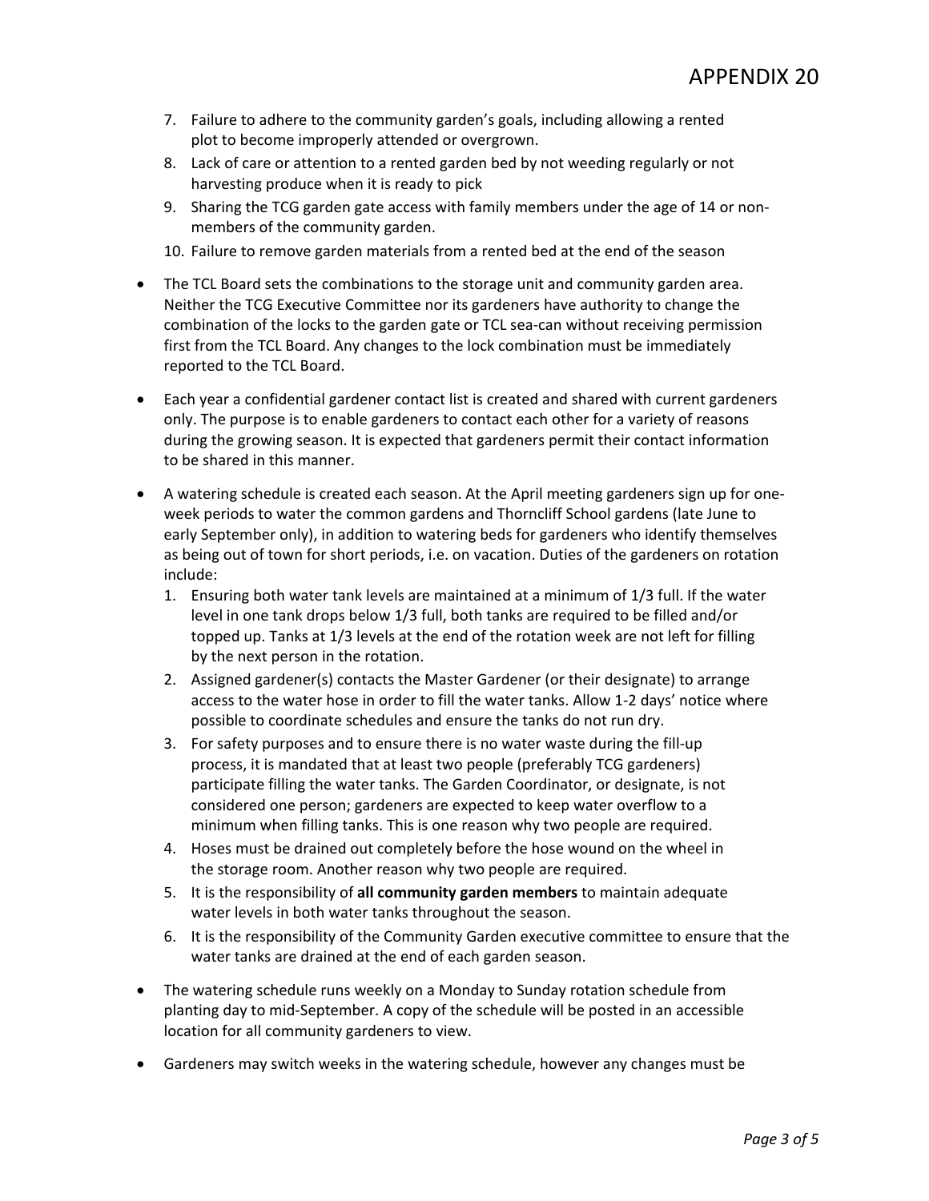7. Failure to adhere to the community garden's goals, including allowing a rented plot to become improperly attended or overgrown.
8. Lack of care or attention to a rented garden bed by not weeding regularly or not harvesting produce when it is ready to pick
9. Sharing the TCG garden gate access with family members under the age of 14 or non-members of the community garden.
10. Failure to remove garden materials from a rented bed at the end of the season

- The TCL Board sets the combinations to the storage unit and community garden area. Neither the TCG Executive Committee nor its gardeners have authority to change the combination of the locks to the garden gate or TCL sea-can without receiving permission first from the TCL Board. Any changes to the lock combination must be immediately reported to the TCL Board.

- Each year a confidential gardener contact list is created and shared with current gardeners only. The purpose is to enable gardeners to contact each other for a variety of reasons during the growing season. It is expected that gardeners permit their contact information to be shared in this manner.

- A watering schedule is created each season. At the April meeting gardeners sign up for one-week periods to water the common gardens and Thorncliff School gardens (late June to early September only), in addition to watering beds for gardeners who identify themselves as being out of town for short periods, i.e. on vacation. Duties of the gardeners on rotation include:
  1. Ensuring both water tank levels are maintained at a minimum of 1/3 full. If the water level in one tank drops below 1/3 full, both tanks are required to be filled and/or topped up. Tanks at 1/3 levels at the end of the rotation week are not left for filling by the next person in the rotation.
  2. Assigned gardener(s) contacts the Master Gardener (or their designate) to arrange access to the water hose in order to fill the water tanks. Allow 1-2 days' notice where possible to coordinate schedules and ensure the tanks do not run dry.
  3. For safety purposes and to ensure there is no water waste during the fill-up process, it is mandated that at least two people (preferably TCG gardeners) participate filling the water tanks. The Garden Coordinator, or designate, is not considered one person; gardeners are expected to keep water overflow to a minimum when filling tanks. This is one reason why two people are required.
  4. Hoses must be drained out completely before the hose wound on the wheel in the storage room. Another reason why two people are required.
  5. It is the responsibility of **all community garden members** to maintain adequate water levels in both water tanks throughout the season.
  6. It is the responsibility of the Community Garden executive committee to ensure that the water tanks are drained at the end of each garden season.

- The watering schedule runs weekly on a Monday to Sunday rotation schedule from planting day to mid-September. A copy of the schedule will be posted in an accessible location for all community gardeners to view.

- Gardeners may switch weeks in the watering schedule, however any changes must be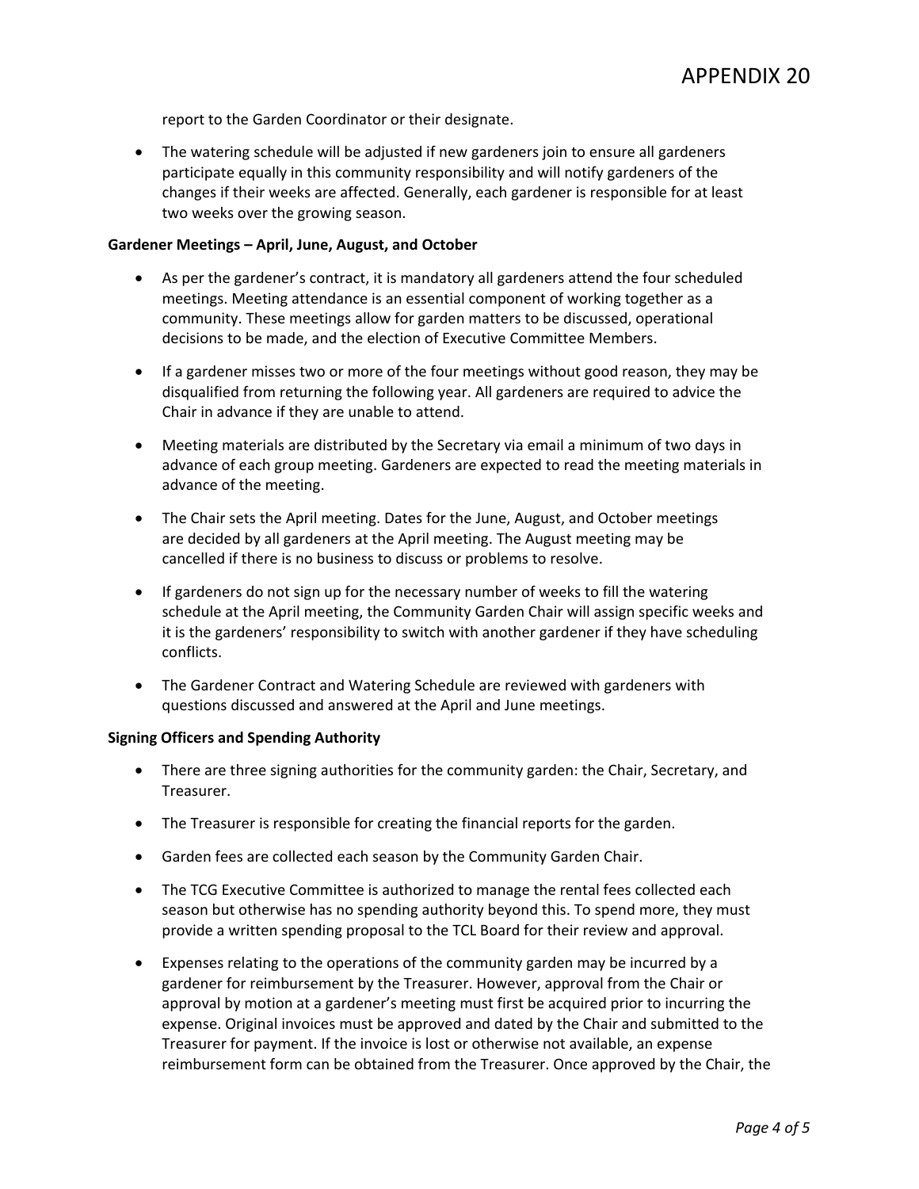report to the Garden Coordinator or their designate.

- The watering schedule will be adjusted if new gardeners join to ensure all gardeners participate equally in this community responsibility and will notify gardeners of the changes if their weeks are affected. Generally, each gardener is responsible for at least two weeks over the growing season.

**Gardener Meetings – April, June, August, and October**

- As per the gardener's contract, it is mandatory all gardeners attend the four scheduled meetings. Meeting attendance is an essential component of working together as a community. These meetings allow for garden matters to be discussed, operational decisions to be made, and the election of Executive Committee Members.
- If a gardener misses two or more of the four meetings without good reason, they may be disqualified from returning the following year. All gardeners are required to advice the Chair in advance if they are unable to attend.
- Meeting materials are distributed by the Secretary via email a minimum of two days in advance of each group meeting. Gardeners are expected to read the meeting materials in advance of the meeting.
- The Chair sets the April meeting. Dates for the June, August, and October meetings are decided by all gardeners at the April meeting. The August meeting may be cancelled if there is no business to discuss or problems to resolve.
- If gardeners do not sign up for the necessary number of weeks to fill the watering schedule at the April meeting, the Community Garden Chair will assign specific weeks and it is the gardeners' responsibility to switch with another gardener if they have scheduling conflicts.
- The Gardener Contract and Watering Schedule are reviewed with gardeners with questions discussed and answered at the April and June meetings.

**Signing Officers and Spending Authority**

- There are three signing authorities for the community garden: the Chair, Secretary, and Treasurer.
- The Treasurer is responsible for creating the financial reports for the garden.
- Garden fees are collected each season by the Community Garden Chair.
- The TCG Executive Committee is authorized to manage the rental fees collected each season but otherwise has no spending authority beyond this. To spend more, they must provide a written spending proposal to the TCL Board for their review and approval.
- Expenses relating to the operations of the community garden may be incurred by a gardener for reimbursement by the Treasurer. However, approval from the Chair or approval by motion at a gardener's meeting must first be acquired prior to incurring the expense. Original invoices must be approved and dated by the Chair and submitted to the Treasurer for payment. If the invoice is lost or otherwise not available, an expense reimbursement form can be obtained from the Treasurer. Once approved by the Chair, the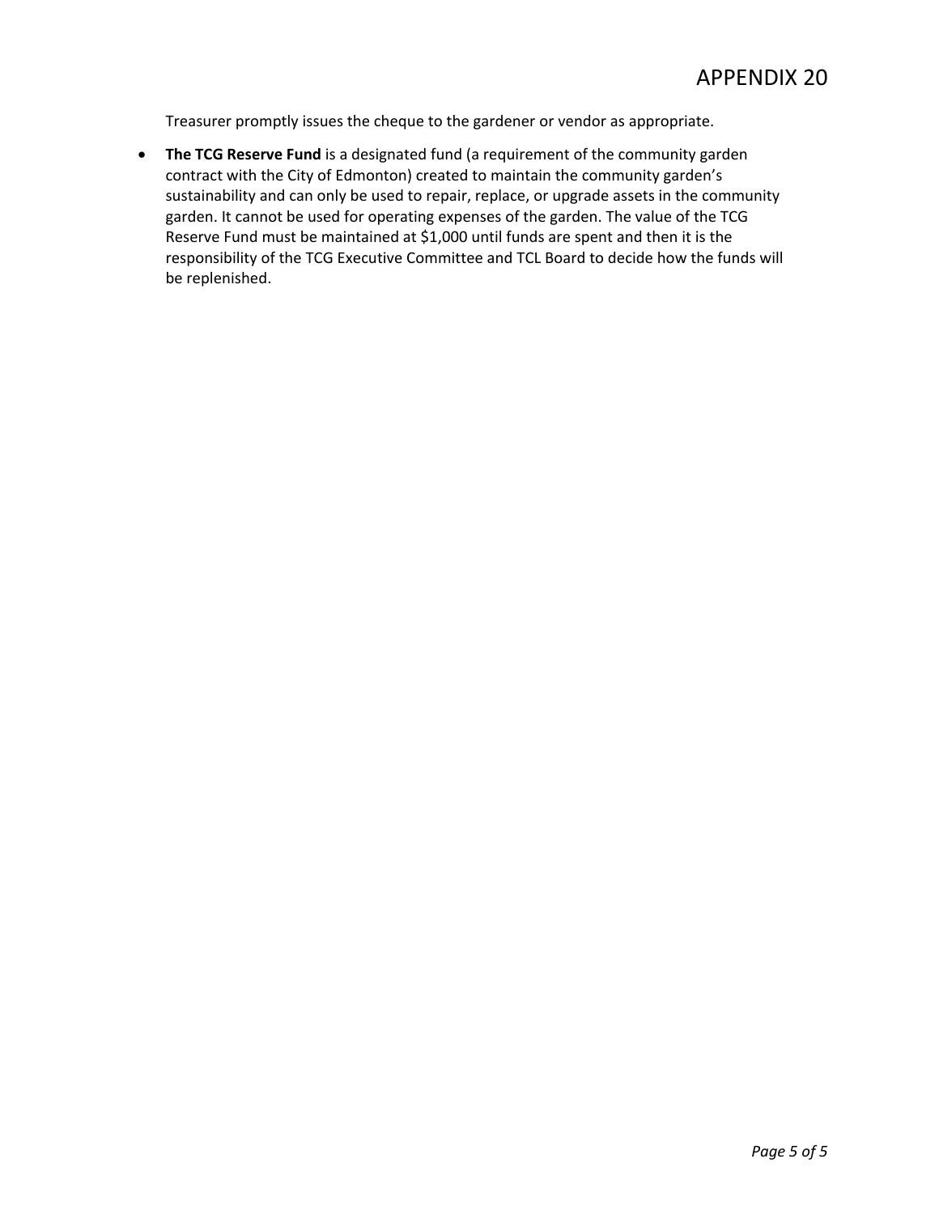Treasurer promptly issues the cheque to the gardener or vendor as appropriate.

- **The TCG Reserve Fund** is a designated fund (a requirement of the community garden contract with the City of Edmonton) created to maintain the community garden's sustainability and can only be used to repair, replace, or upgrade assets in the community garden. It cannot be used for operating expenses of the garden. The value of the TCG Reserve Fund must be maintained at $1,000 until funds are spent and then it is the responsibility of the TCG Executive Committee and TCL Board to decide how the funds will be replenished.